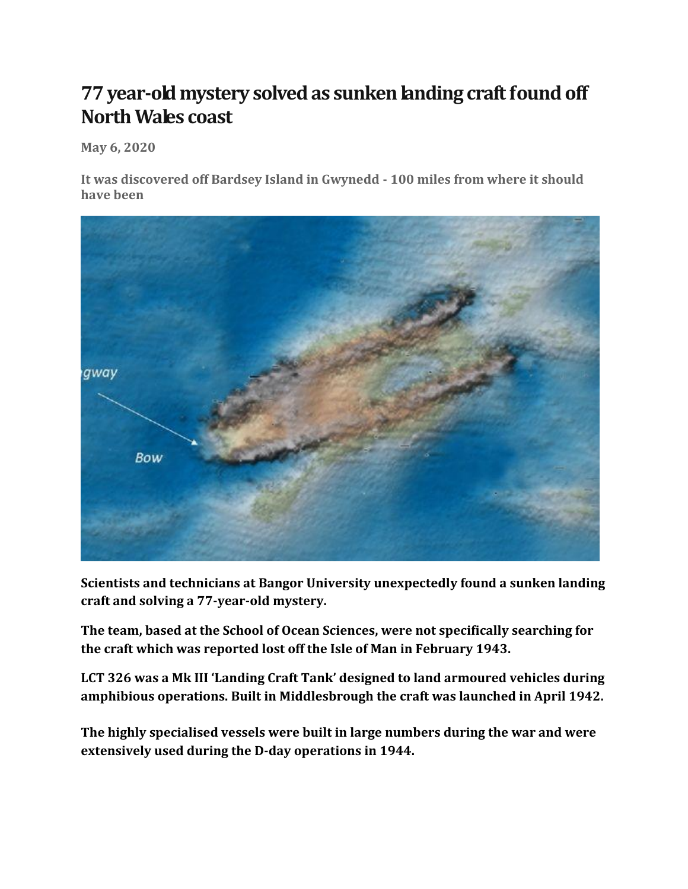# 77 year-old mystery solved as sunken landing craft found off North Wales coast

**May 6, 2020**

**It was discovered off Bardsey Island in Gwynedd - 100 miles from where it should have been**

**Scientists and technicians at Bangor University unexpectedly found a sunken landing craft and solving a 77-year-old mystery.**

**The team, based at the School of Ocean Sciences, were not specifically searching for the craft which was reported lost off the Isle of Man in February 1943.**

**LCT 326 was a Mk III 'Landing Craft Tank' designed to land armoured vehicles during amphibious operations. Built in Middlesbrough the craft was launched in April 1942.**

**The highly specialised vessels were built in large numbers during the war and were extensively used during the D-day operations in 1944.**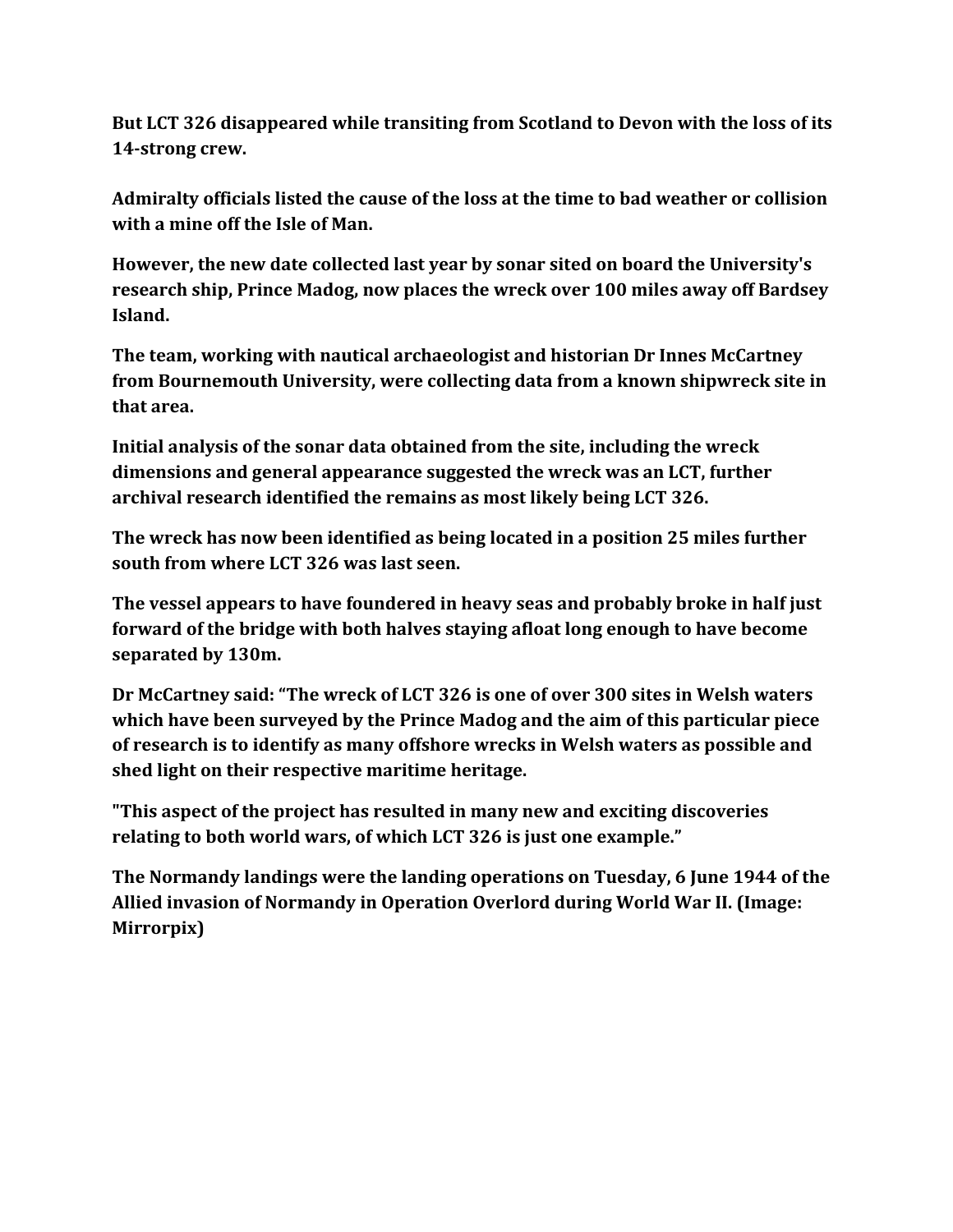**But LCT 326 disappeared while transiting from Scotland to Devon with the loss of its 14-strong crew.**

**Admiralty officials listed the cause of the loss at the time to bad weather or collision with a mine off the Isle of Man.**

**However, the new date collected last year by sonar sited on board the University's research ship, Prince Madog, now places the wreck over 100 miles away off Bardsey Island.**

**The team, working with nautical archaeologist and historian Dr Innes McCartney from Bournemouth University, were collecting data from a known shipwreck site in that area.**

**Initial analysis of the sonar data obtained from the site, including the wreck dimensions and general appearance suggested the wreck was an LCT, further archival research identified the remains as most likely being LCT 326.**

**The wreck has now been identified as being located in a position 25 miles further south from where LCT 326 was last seen.**

**The vessel appears to have foundered in heavy seas and probably broke in half just forward of the bridge with both halves staying afloat long enough to have become separated by 130m.**

**Dr McCartney said: "The wreck of LCT 326 is one of over 300 sites in Welsh waters which have been surveyed by the Prince Madog and the aim of this particular piece of research is to identify as many offshore wrecks in Welsh waters as possible and shed light on their respective maritime heritage.**

**"This aspect of the project has resulted in many new and exciting discoveries relating to both world wars, of which LCT 326 is just one example."**

**The Normandy landings were the landing operations on Tuesday, 6 June 1944 of the Allied invasion of Normandy in Operation Overlord during World War II. (Image: Mirrorpix)**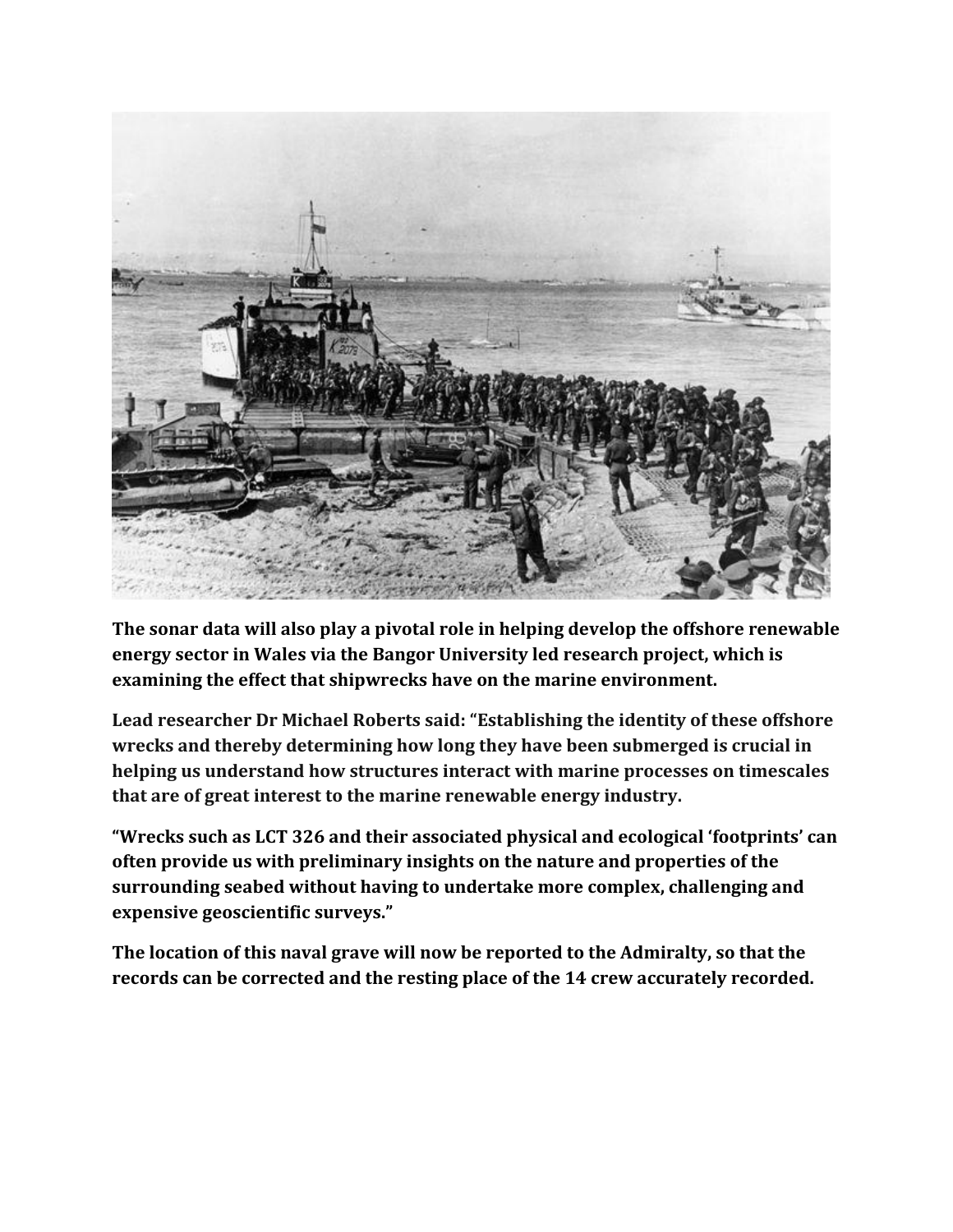**The sonar data will also play a pivotal role in helping develop the offshore renewable energy sector in Wales via the Bangor University led research project, which is examining the effect that shipwrecks have on the marine environment.**

**Lead researcher Dr Michael Roberts said: "Establishing the identity of these offshore wrecks and thereby determining how long they have been submerged is crucial in helping us understand how structures interact with marine processes on timescales that are of great interest to the marine renewable energy industry.**

**"Wrecks such as LCT 326 and their associated physical and ecological 'footprints' can often provide us with preliminary insights on the nature and properties of the surrounding seabed without having to undertake more complex, challenging and expensive geoscientific surveys."**

**The location of this naval grave will now be reported to the Admiralty, so that the records can be corrected and the resting place of the 14 crew accurately recorded.**